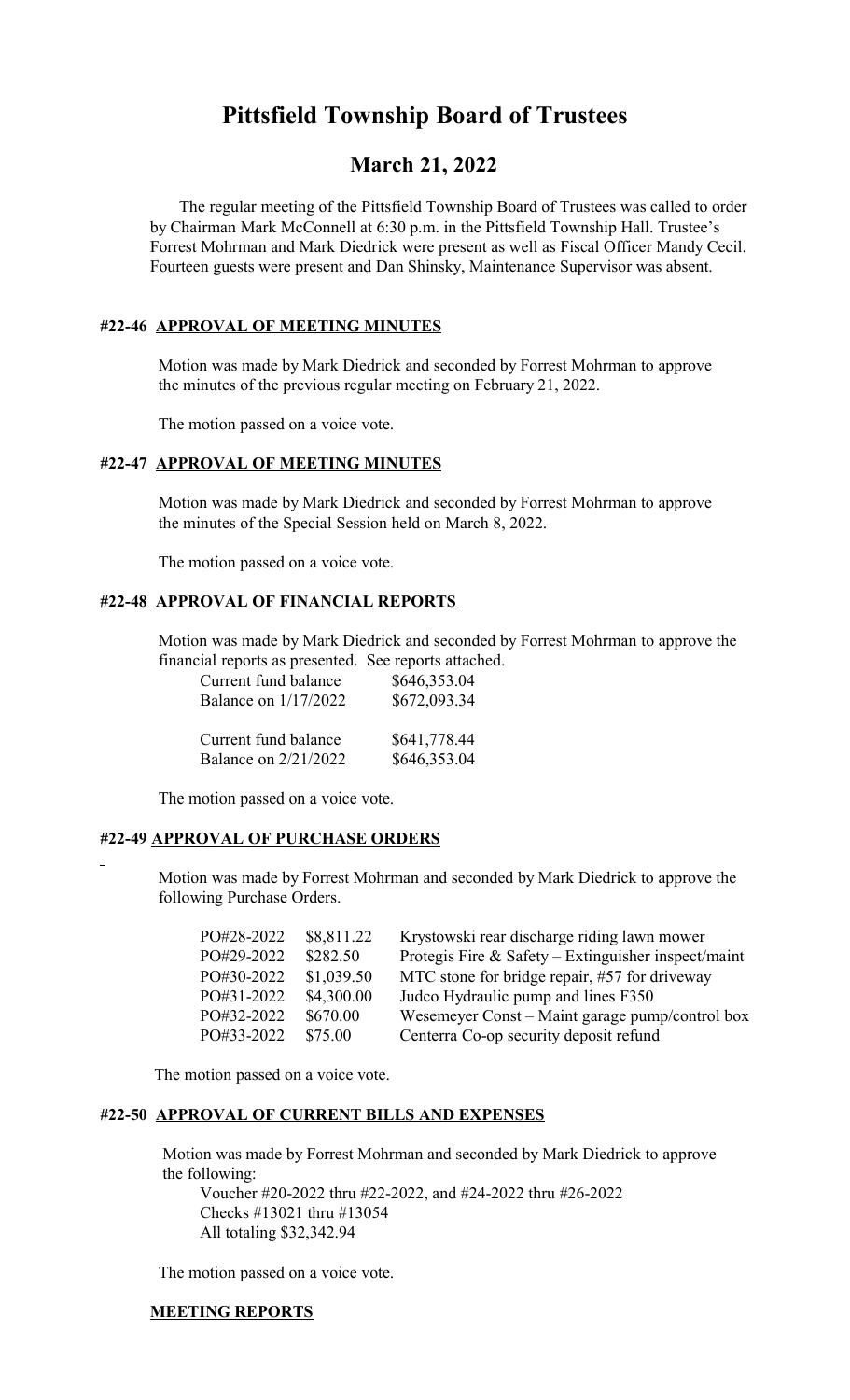# Pittsfield Township Board of Trustees

## March 21, 2022

The regular meeting of the Pittsfield Township Board of Trustees was called to order by Chairman Mark McConnell at 6:30 p.m. in the Pittsfield Township Hall. Trustee's Forrest Mohrman and Mark Diedrick were present as well as Fiscal Officer Mandy Cecil. Fourteen guests were present and Dan Shinsky, Maintenance Supervisor was absent.

### #22-46 APPROVAL OF MEETING MINUTES

Motion was made by Mark Diedrick and seconded by Forrest Mohrman to approve the minutes of the previous regular meeting on February 21, 2022.

The motion passed on a voice vote.

### #22-47 APPROVAL OF MEETING MINUTES

Motion was made by Mark Diedrick and seconded by Forrest Mohrman to approve the minutes of the Special Session held on March 8, 2022.

The motion passed on a voice vote.

### #22-48 APPROVAL OF FINANCIAL REPORTS

Motion was made by Mark Diedrick and seconded by Forrest Mohrman to approve the financial reports as presented. See reports attached.

| | |
|---|---|
| Current fund balance | $646,353.04 |
| Balance on 1/17/2022 | $672,093.34 |
| | |
| Current fund balance | $641,778.44 |
| Balance on 2/21/2022 | $646,353.04 |

The motion passed on a voice vote.

### #22-49 APPROVAL OF PURCHASE ORDERS

Motion was made by Forrest Mohrman and seconded by Mark Diedrick to approve the following Purchase Orders.

| | | |
|---|---|---|
| PO#28-2022 | $8,811.22 | Krystowski rear discharge riding lawn mower |
| PO#29-2022 | $282.50 | Protegis Fire & Safety – Extinguisher inspect/maint |
| PO#30-2022 | $1,039.50 | MTC stone for bridge repair, #57 for driveway |
| PO#31-2022 | $4,300.00 | Judco Hydraulic pump and lines F350 |
| PO#32-2022 | $670.00 | Wesemeyer Const – Maint garage pump/control box |
| PO#33-2022 | $75.00 | Centerra Co-op security deposit refund |

The motion passed on a voice vote.

### #22-50 APPROVAL OF CURRENT BILLS AND EXPENSES

Motion was made by Forrest Mohrman and seconded by Mark Diedrick to approve the following:

Voucher #20-2022 thru #22-2022, and #24-2022 thru #26-2022
Checks #13021 thru #13054
All totaling $32,342.94

The motion passed on a voice vote.

### MEETING REPORTS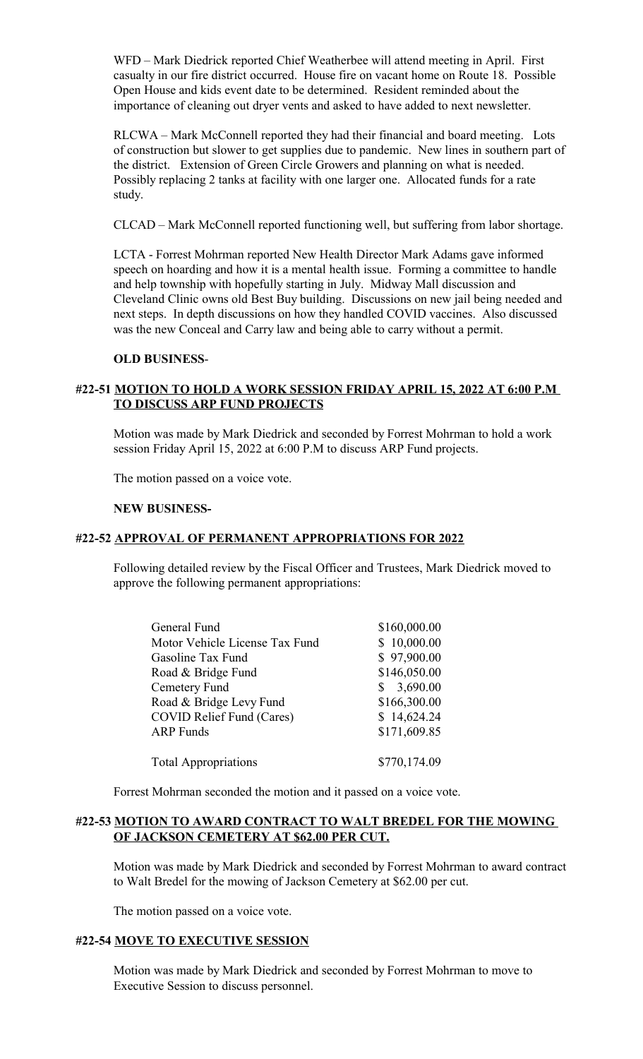WFD – Mark Diedrick reported Chief Weatherbee will attend meeting in April. First casualty in our fire district occurred. House fire on vacant home on Route 18. Possible Open House and kids event date to be determined. Resident reminded about the importance of cleaning out dryer vents and asked to have added to next newsletter.

RLCWA – Mark McConnell reported they had their financial and board meeting. Lots of construction but slower to get supplies due to pandemic. New lines in southern part of the district. Extension of Green Circle Growers and planning on what is needed. Possibly replacing 2 tanks at facility with one larger one. Allocated funds for a rate study.

CLCAD – Mark McConnell reported functioning well, but suffering from labor shortage.

LCTA - Forrest Mohrman reported New Health Director Mark Adams gave informed speech on hoarding and how it is a mental health issue. Forming a committee to handle and help township with hopefully starting in July. Midway Mall discussion and Cleveland Clinic owns old Best Buy building. Discussions on new jail being needed and next steps. In depth discussions on how they handled COVID vaccines. Also discussed was the new Conceal and Carry law and being able to carry without a permit.

**OLD BUSINESS-**

**#22-51 MOTION TO HOLD A WORK SESSION FRIDAY APRIL 15, 2022 AT 6:00 P.M TO DISCUSS ARP FUND PROJECTS**

Motion was made by Mark Diedrick and seconded by Forrest Mohrman to hold a work session Friday April 15, 2022 at 6:00 P.M to discuss ARP Fund projects.

The motion passed on a voice vote.

**NEW BUSINESS-**

**#22-52 APPROVAL OF PERMANENT APPROPRIATIONS FOR 2022**

Following detailed review by the Fiscal Officer and Trustees, Mark Diedrick moved to approve the following permanent appropriations:

| | |
|---|---|
| General Fund | $160,000.00 |
| Motor Vehicle License Tax Fund | $ 10,000.00 |
| Gasoline Tax Fund | $ 97,900.00 |
| Road & Bridge Fund | $146,050.00 |
| Cemetery Fund | $ 3,690.00 |
| Road & Bridge Levy Fund | $166,300.00 |
| COVID Relief Fund (Cares) | $ 14,624.24 |
| ARP Funds | $171,609.85 |
| Total Appropriations | $770,174.09 |

Forrest Mohrman seconded the motion and it passed on a voice vote.

**#22-53 MOTION TO AWARD CONTRACT TO WALT BREDEL FOR THE MOWING OF JACKSON CEMETERY AT $62.00 PER CUT.**

Motion was made by Mark Diedrick and seconded by Forrest Mohrman to award contract to Walt Bredel for the mowing of Jackson Cemetery at $62.00 per cut.

The motion passed on a voice vote.

**#22-54 MOVE TO EXECUTIVE SESSION**

Motion was made by Mark Diedrick and seconded by Forrest Mohrman to move to Executive Session to discuss personnel.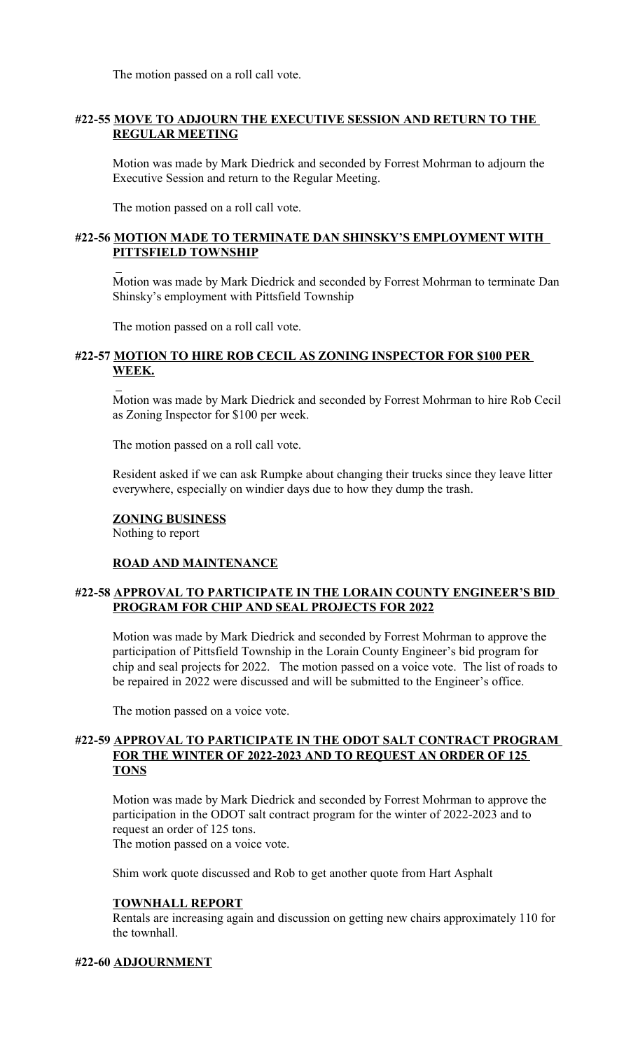The motion passed on a roll call vote.

**#22-55 MOVE TO ADJOURN THE EXECUTIVE SESSION AND RETURN TO THE REGULAR MEETING**

Motion was made by Mark Diedrick and seconded by Forrest Mohrman to adjourn the Executive Session and return to the Regular Meeting.

The motion passed on a roll call vote.

**#22-56 MOTION MADE TO TERMINATE DAN SHINSKY'S EMPLOYMENT WITH PITTSFIELD TOWNSHIP**

Motion was made by Mark Diedrick and seconded by Forrest Mohrman to terminate Dan Shinsky's employment with Pittsfield Township

The motion passed on a roll call vote.

**#22-57 MOTION TO HIRE ROB CECIL AS ZONING INSPECTOR FOR $100 PER WEEK.**

Motion was made by Mark Diedrick and seconded by Forrest Mohrman to hire Rob Cecil as Zoning Inspector for $100 per week.

The motion passed on a roll call vote.

Resident asked if we can ask Rumpke about changing their trucks since they leave litter everywhere, especially on windier days due to how they dump the trash.

**ZONING BUSINESS**

Nothing to report

**ROAD AND MAINTENANCE**

**#22-58 APPROVAL TO PARTICIPATE IN THE LORAIN COUNTY ENGINEER'S BID PROGRAM FOR CHIP AND SEAL PROJECTS FOR 2022**

Motion was made by Mark Diedrick and seconded by Forrest Mohrman to approve the participation of Pittsfield Township in the Lorain County Engineer's bid program for chip and seal projects for 2022. The motion passed on a voice vote. The list of roads to be repaired in 2022 were discussed and will be submitted to the Engineer's office.

The motion passed on a voice vote.

**#22-59 APPROVAL TO PARTICIPATE IN THE ODOT SALT CONTRACT PROGRAM FOR THE WINTER OF 2022-2023 AND TO REQUEST AN ORDER OF 125 TONS**

Motion was made by Mark Diedrick and seconded by Forrest Mohrman to approve the participation in the ODOT salt contract program for the winter of 2022-2023 and to request an order of 125 tons.
The motion passed on a voice vote.

Shim work quote discussed and Rob to get another quote from Hart Asphalt

**TOWNHALL REPORT**

Rentals are increasing again and discussion on getting new chairs approximately 110 for the townhall.

**#22-60 ADJOURNMENT**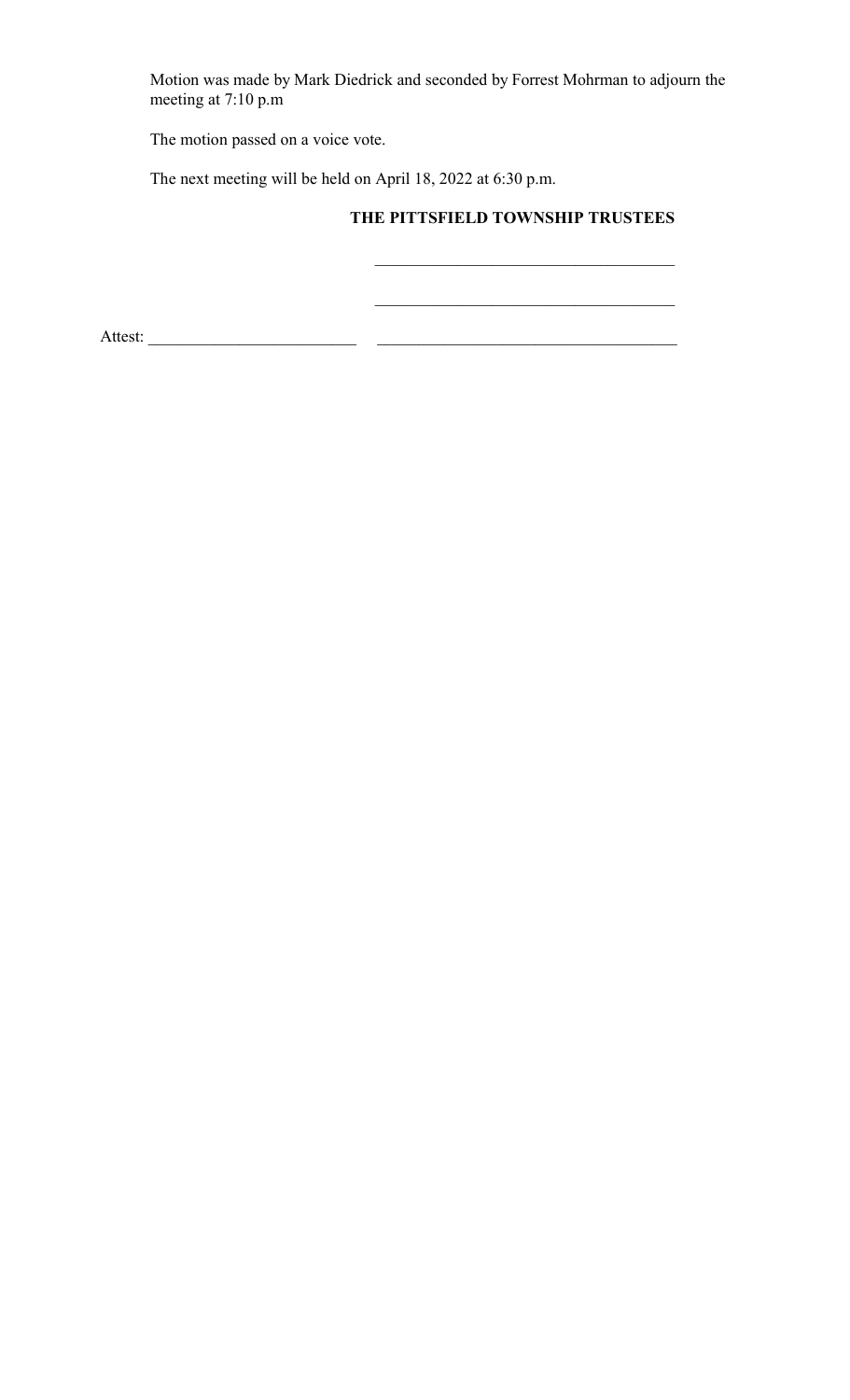Motion was made by Mark Diedrick and seconded by Forrest Mohrman to adjourn the meeting at 7:10 p.m

The motion passed on a voice vote.

The next meeting will be held on April 18, 2022 at 6:30 p.m.

**THE PITTSFIELD TOWNSHIP TRUSTEES**

\_\_\_\_\_\_\_\_\_\_\_\_\_\_\_\_\_\_\_\_\_\_\_\_\_\_\_\_\_\_\_\_\_\_\_\_

\_\_\_\_\_\_\_\_\_\_\_\_\_\_\_\_\_\_\_\_\_\_\_\_\_\_\_\_\_\_\_\_\_\_\_\_

Attest: \_\_\_\_\_\_\_\_\_\_\_\_\_\_\_\_\_\_\_\_\_\_\_\_\_ \_\_\_\_\_\_\_\_\_\_\_\_\_\_\_\_\_\_\_\_\_\_\_\_\_\_\_\_\_\_\_\_\_\_\_\_